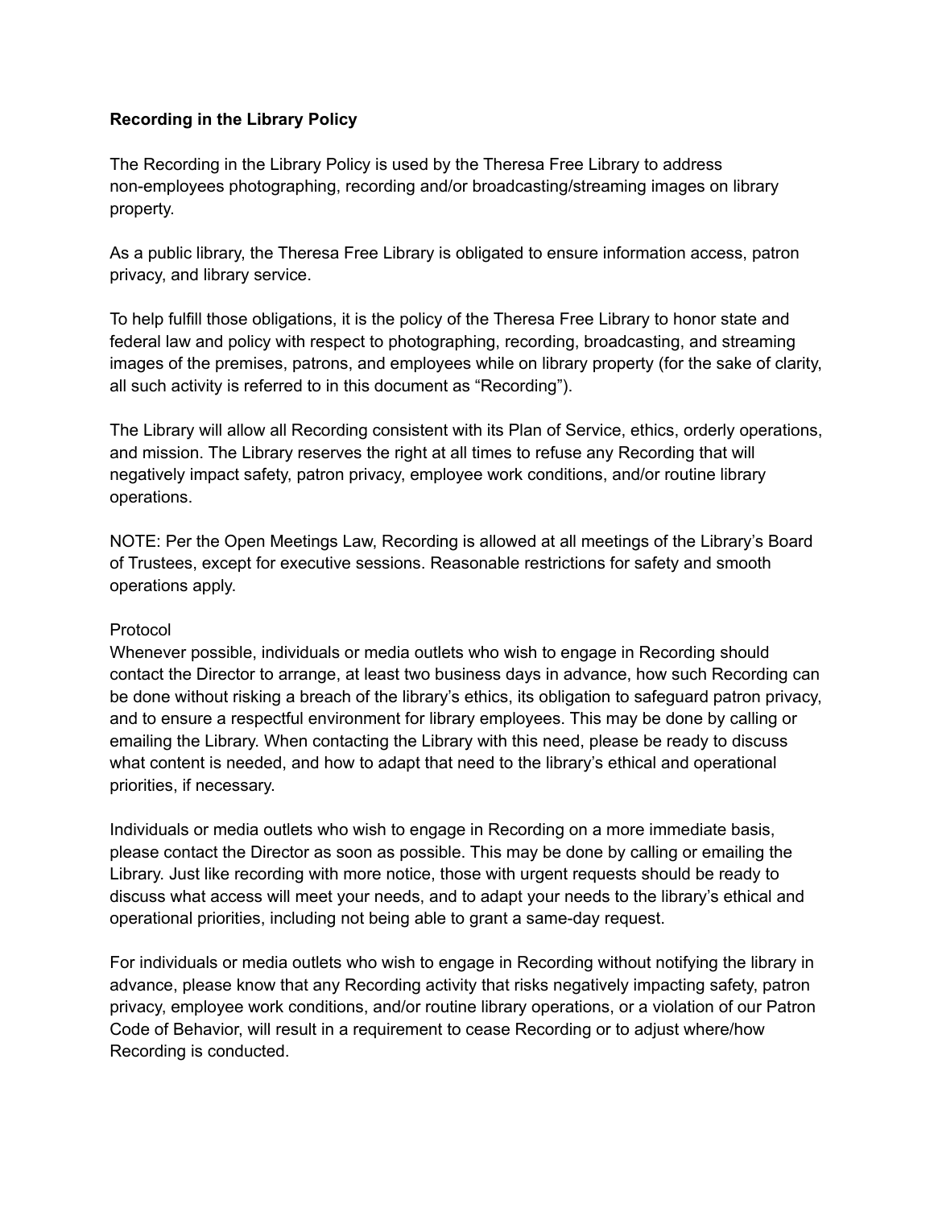**Recording in the Library Policy**

The Recording in the Library Policy is used by the Theresa Free Library to address non-employees photographing, recording and/or broadcasting/streaming images on library property.

As a public library, the Theresa Free Library is obligated to ensure information access, patron privacy, and library service.

To help fulfill those obligations, it is the policy of the Theresa Free Library to honor state and federal law and policy with respect to photographing, recording, broadcasting, and streaming images of the premises, patrons, and employees while on library property (for the sake of clarity, all such activity is referred to in this document as "Recording").

The Library will allow all Recording consistent with its Plan of Service, ethics, orderly operations, and mission. The Library reserves the right at all times to refuse any Recording that will negatively impact safety, patron privacy, employee work conditions, and/or routine library operations.

NOTE: Per the Open Meetings Law, Recording is allowed at all meetings of the Library's Board of Trustees, except for executive sessions. Reasonable restrictions for safety and smooth operations apply.

Protocol

Whenever possible, individuals or media outlets who wish to engage in Recording should contact the Director to arrange, at least two business days in advance, how such Recording can be done without risking a breach of the library's ethics, its obligation to safeguard patron privacy, and to ensure a respectful environment for library employees. This may be done by calling or emailing the Library. When contacting the Library with this need, please be ready to discuss what content is needed, and how to adapt that need to the library's ethical and operational priorities, if necessary.

Individuals or media outlets who wish to engage in Recording on a more immediate basis, please contact the Director as soon as possible. This may be done by calling or emailing the Library. Just like recording with more notice, those with urgent requests should be ready to discuss what access will meet your needs, and to adapt your needs to the library's ethical and operational priorities, including not being able to grant a same-day request.

For individuals or media outlets who wish to engage in Recording without notifying the library in advance, please know that any Recording activity that risks negatively impacting safety, patron privacy, employee work conditions, and/or routine library operations, or a violation of our Patron Code of Behavior, will result in a requirement to cease Recording or to adjust where/how Recording is conducted.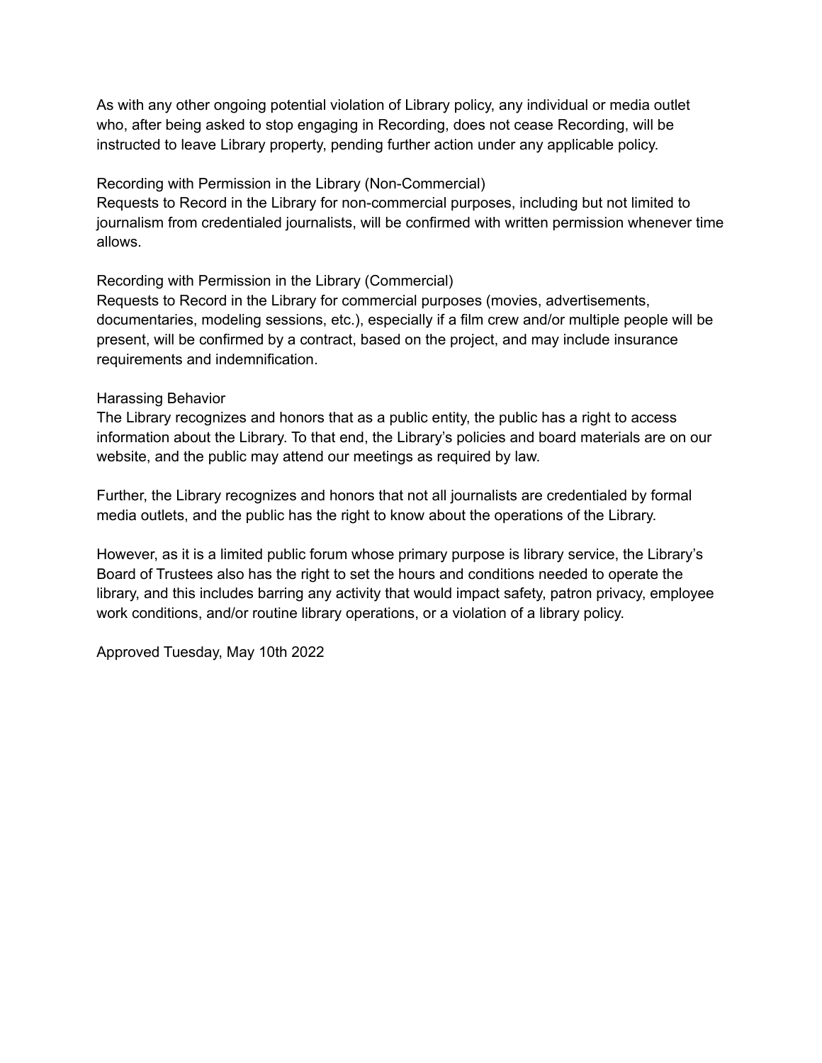As with any other ongoing potential violation of Library policy, any individual or media outlet who, after being asked to stop engaging in Recording, does not cease Recording, will be instructed to leave Library property, pending further action under any applicable policy.

### Recording with Permission in the Library (Non-Commercial)

Requests to Record in the Library for non-commercial purposes, including but not limited to journalism from credentialed journalists, will be confirmed with written permission whenever time allows.

### Recording with Permission in the Library (Commercial)

Requests to Record in the Library for commercial purposes (movies, advertisements, documentaries, modeling sessions, etc.), especially if a film crew and/or multiple people will be present, will be confirmed by a contract, based on the project, and may include insurance requirements and indemnification.

### Harassing Behavior

The Library recognizes and honors that as a public entity, the public has a right to access information about the Library. To that end, the Library's policies and board materials are on our website, and the public may attend our meetings as required by law.

Further, the Library recognizes and honors that not all journalists are credentialed by formal media outlets, and the public has the right to know about the operations of the Library.

However, as it is a limited public forum whose primary purpose is library service, the Library's Board of Trustees also has the right to set the hours and conditions needed to operate the library, and this includes barring any activity that would impact safety, patron privacy, employee work conditions, and/or routine library operations, or a violation of a library policy.

Approved Tuesday, May 10th 2022